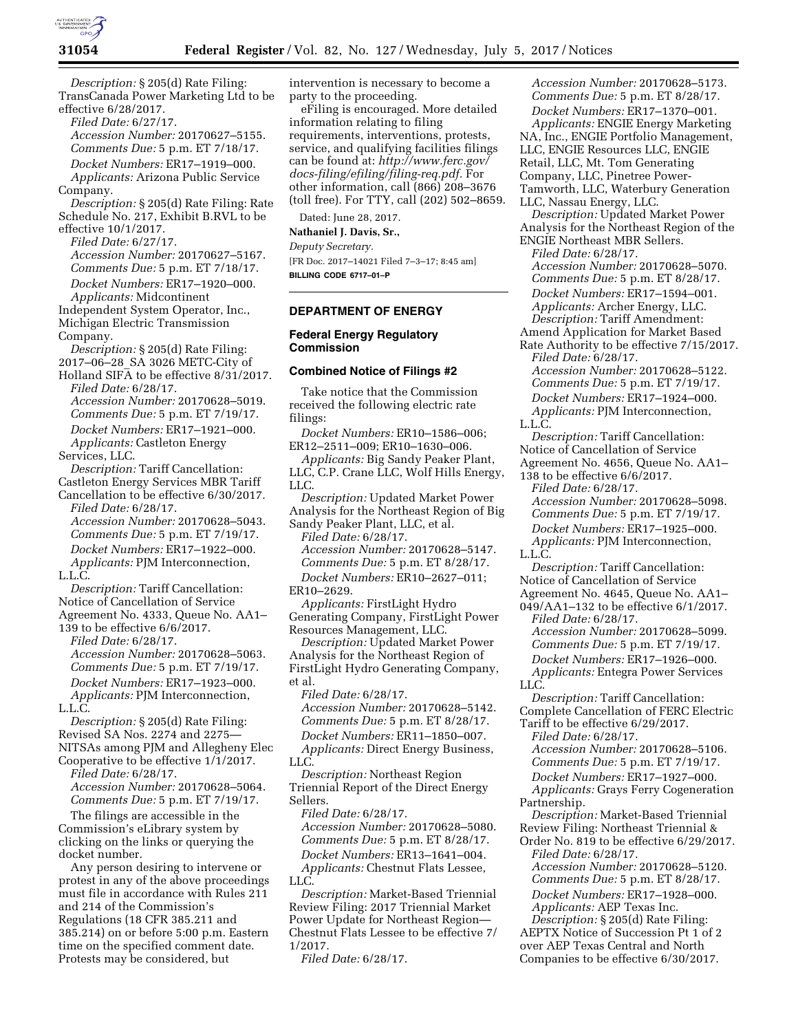*Description:* § 205(d) Rate Filing: TransCanada Power Marketing Ltd to be effective 6/28/2017.

*Filed Date:* 6/27/17.

*Accession Number:* 20170627–5155.

*Comments Due:* 5 p.m. ET 7/18/17.

*Docket Numbers:* ER17–1919–000.

*Applicants:* Arizona Public Service Company.

*Description:* § 205(d) Rate Filing: Rate Schedule No. 217, Exhibit B.RVL to be effective 10/1/2017.

*Filed Date:* 6/27/17.

*Accession Number:* 20170627–5167.

*Comments Due:* 5 p.m. ET 7/18/17.

*Docket Numbers:* ER17–1920–000.

*Applicants:* Midcontinent Independent System Operator, Inc., Michigan Electric Transmission Company.

*Description:* § 205(d) Rate Filing: 2017–06–28_SA 3026 METC-City of Holland SIFA to be effective 8/31/2017.

*Filed Date:* 6/28/17.

*Accession Number:* 20170628–5019.

*Comments Due:* 5 p.m. ET 7/19/17.

*Docket Numbers:* ER17–1921–000.

*Applicants:* Castleton Energy Services, LLC.

*Description:* Tariff Cancellation: Castleton Energy Services MBR Tariff Cancellation to be effective 6/30/2017.

*Filed Date:* 6/28/17.

*Accession Number:* 20170628–5043.

*Comments Due:* 5 p.m. ET 7/19/17.

*Docket Numbers:* ER17–1922–000.

*Applicants:* PJM Interconnection, L.L.C.

*Description:* Tariff Cancellation: Notice of Cancellation of Service Agreement No. 4333, Queue No. AA1–139 to be effective 6/6/2017.

*Filed Date:* 6/28/17.

*Accession Number:* 20170628–5063.

*Comments Due:* 5 p.m. ET 7/19/17.

*Docket Numbers:* ER17–1923–000.

*Applicants:* PJM Interconnection, L.L.C.

*Description:* § 205(d) Rate Filing: Revised SA Nos. 2274 and 2275—NITSAs among PJM and Allegheny Elec Cooperative to be effective 1/1/2017.

*Filed Date:* 6/28/17.

*Accession Number:* 20170628–5064.

*Comments Due:* 5 p.m. ET 7/19/17.

The filings are accessible in the Commission's eLibrary system by clicking on the links or querying the docket number.

Any person desiring to intervene or protest in any of the above proceedings must file in accordance with Rules 211 and 214 of the Commission's Regulations (18 CFR 385.211 and 385.214) on or before 5:00 p.m. Eastern time on the specified comment date. Protests may be considered, but intervention is necessary to become a party to the proceeding.

eFiling is encouraged. More detailed information relating to filing requirements, interventions, protests, service, and qualifying facilities filings can be found at: *http://www.ferc.gov/docs-filing/efiling/filing-req.pdf*. For other information, call (866) 208–3676 (toll free). For TTY, call (202) 502–8659.

Dated: June 28, 2017.

**Nathaniel J. Davis, Sr.,**

*Deputy Secretary.*

[FR Doc. 2017–14021 Filed 7–3–17; 8:45 am]

**BILLING CODE 6717–01–P**

## DEPARTMENT OF ENERGY

### Federal Energy Regulatory Commission

### Combined Notice of Filings #2

Take notice that the Commission received the following electric rate filings:

*Docket Numbers:* ER10–1586–006; ER12–2511–009; ER10–1630–006.

*Applicants:* Big Sandy Peaker Plant, LLC, C.P. Crane LLC, Wolf Hills Energy, LLC.

*Description:* Updated Market Power Analysis for the Northeast Region of Big Sandy Peaker Plant, LLC, et al.

*Filed Date:* 6/28/17.

*Accession Number:* 20170628–5147.

*Comments Due:* 5 p.m. ET 8/28/17.

*Docket Numbers:* ER10–2627–011; ER10–2629.

*Applicants:* FirstLight Hydro Generating Company, FirstLight Power Resources Management, LLC.

*Description:* Updated Market Power Analysis for the Northeast Region of FirstLight Hydro Generating Company, et al.

*Filed Date:* 6/28/17.

*Accession Number:* 20170628–5142.

*Comments Due:* 5 p.m. ET 8/28/17.

*Docket Numbers:* ER11–1850–007.

*Applicants:* Direct Energy Business, LLC.

*Description:* Northeast Region Triennial Report of the Direct Energy Sellers.

*Filed Date:* 6/28/17.

*Accession Number:* 20170628–5080.

*Comments Due:* 5 p.m. ET 8/28/17.

*Docket Numbers:* ER13–1641–004.

*Applicants:* Chestnut Flats Lessee, LLC.

*Description:* Market-Based Triennial Review Filing: 2017 Triennial Market Power Update for Northeast Region—Chestnut Flats Lessee to be effective 7/1/2017.

*Filed Date:* 6/28/17.

*Accession Number:* 20170628–5173.

*Comments Due:* 5 p.m. ET 8/28/17.

*Docket Numbers:* ER17–1370–001.

*Applicants:* ENGIE Energy Marketing NA, Inc., ENGIE Portfolio Management, LLC, ENGIE Resources LLC, ENGIE Retail, LLC, Mt. Tom Generating Company, LLC, Pinetree Power-Tamworth, LLC, Waterbury Generation LLC, Nassau Energy, LLC.

*Description:* Updated Market Power Analysis for the Northeast Region of the ENGIE Northeast MBR Sellers.

*Filed Date:* 6/28/17.

*Accession Number:* 20170628–5070.

*Comments Due:* 5 p.m. ET 8/28/17.

*Docket Numbers:* ER17–1594–001.

*Applicants:* Archer Energy, LLC.

*Description:* Tariff Amendment: Amend Application for Market Based Rate Authority to be effective 7/15/2017.

*Filed Date:* 6/28/17.

*Accession Number:* 20170628–5122.

*Comments Due:* 5 p.m. ET 7/19/17.

*Docket Numbers:* ER17–1924–000.

*Applicants:* PJM Interconnection, L.L.C.

*Description:* Tariff Cancellation: Notice of Cancellation of Service Agreement No. 4656, Queue No. AA1–138 to be effective 6/6/2017.

*Filed Date:* 6/28/17.

*Accession Number:* 20170628–5098.

*Comments Due:* 5 p.m. ET 7/19/17.

*Docket Numbers:* ER17–1925–000.

*Applicants:* PJM Interconnection, L.L.C.

*Description:* Tariff Cancellation: Notice of Cancellation of Service Agreement No. 4645, Queue No. AA1–049/AA1–132 to be effective 6/1/2017.

*Filed Date:* 6/28/17.

*Accession Number:* 20170628–5099.

*Comments Due:* 5 p.m. ET 7/19/17.

*Docket Numbers:* ER17–1926–000.

*Applicants:* Entegra Power Services LLC.

*Description:* Tariff Cancellation: Complete Cancellation of FERC Electric Tariff to be effective 6/29/2017.

*Filed Date:* 6/28/17.

*Accession Number:* 20170628–5106.

*Comments Due:* 5 p.m. ET 7/19/17.

*Docket Numbers:* ER17–1927–000.

*Applicants:* Grays Ferry Cogeneration Partnership.

*Description:* Market-Based Triennial Review Filing: Northeast Triennial & Order No. 819 to be effective 6/29/2017.

*Filed Date:* 6/28/17.

*Accession Number:* 20170628–5120.

*Comments Due:* 5 p.m. ET 8/28/17.

*Docket Numbers:* ER17–1928–000.

*Applicants:* AEP Texas Inc.

*Description:* § 205(d) Rate Filing: AEPTX Notice of Succession Pt 1 of 2 over AEP Texas Central and North Companies to be effective 6/30/2017.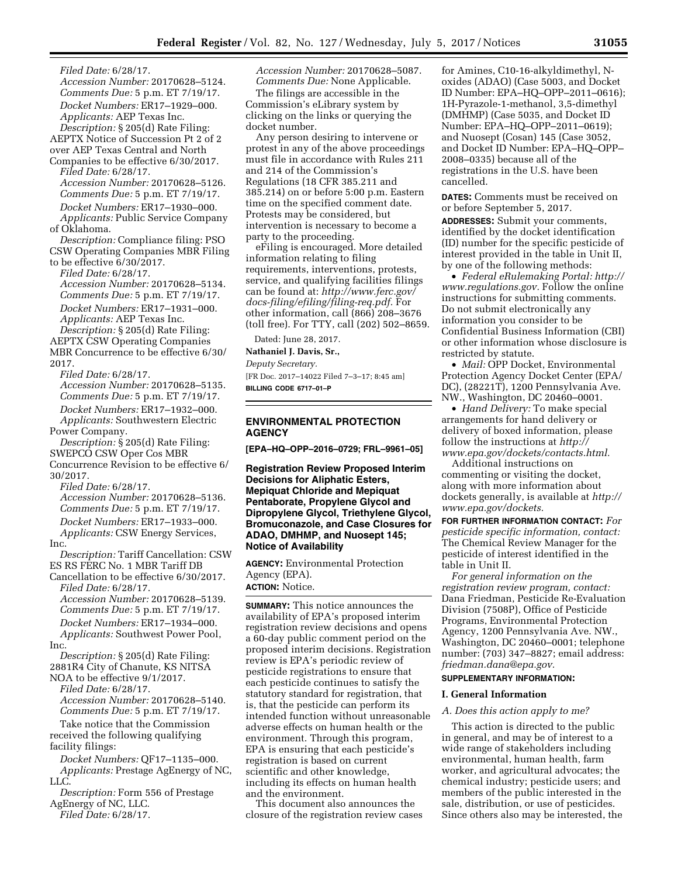*Filed Date:* 6/28/17.
*Accession Number:* 20170628–5124.
*Comments Due:* 5 p.m. ET 7/19/17.

*Docket Numbers:* ER17–1929–000.
*Applicants:* AEP Texas Inc.
*Description:* § 205(d) Rate Filing: AEPTX Notice of Succession Pt 2 of 2 over AEP Texas Central and North Companies to be effective 6/30/2017.
*Filed Date:* 6/28/17.
*Accession Number:* 20170628–5126.
*Comments Due:* 5 p.m. ET 7/19/17.

*Docket Numbers:* ER17–1930–000.
*Applicants:* Public Service Company of Oklahoma.
*Description:* Compliance filing: PSO CSW Operating Companies MBR Filing to be effective 6/30/2017.
*Filed Date:* 6/28/17.
*Accession Number:* 20170628–5134.
*Comments Due:* 5 p.m. ET 7/19/17.

*Docket Numbers:* ER17–1931–000.
*Applicants:* AEP Texas Inc.
*Description:* § 205(d) Rate Filing: AEPTX CSW Operating Companies MBR Concurrence to be effective 6/30/2017.
*Filed Date:* 6/28/17.
*Accession Number:* 20170628–5135.
*Comments Due:* 5 p.m. ET 7/19/17.

*Docket Numbers:* ER17–1932–000.
*Applicants:* Southwestern Electric Power Company.
*Description:* § 205(d) Rate Filing: SWEPCO CSW Oper Cos MBR Concurrence Revision to be effective 6/30/2017.
*Filed Date:* 6/28/17.
*Accession Number:* 20170628–5136.
*Comments Due:* 5 p.m. ET 7/19/17.

*Docket Numbers:* ER17–1933–000.
*Applicants:* CSW Energy Services, Inc.
*Description:* Tariff Cancellation: CSW ES RS FERC No. 1 MBR Tariff DB Cancellation to be effective 6/30/2017.
*Filed Date:* 6/28/17.
*Accession Number:* 20170628–5139.
*Comments Due:* 5 p.m. ET 7/19/17.

*Docket Numbers:* ER17–1934–000.
*Applicants:* Southwest Power Pool, Inc.
*Description:* § 205(d) Rate Filing: 2881R4 City of Chanute, KS NITSA NOA to be effective 9/1/2017.
*Filed Date:* 6/28/17.
*Accession Number:* 20170628–5140.
*Comments Due:* 5 p.m. ET 7/19/17.

Take notice that the Commission received the following qualifying facility filings:

*Docket Numbers:* QF17–1135–000.
*Applicants:* Prestage AgEnergy of NC, LLC.
*Description:* Form 556 of Prestage AgEnergy of NC, LLC.
*Filed Date:* 6/28/17.
*Accession Number:* 20170628–5087.
*Comments Due:* None Applicable.

The filings are accessible in the Commission's eLibrary system by clicking on the links or querying the docket number.

Any person desiring to intervene or protest in any of the above proceedings must file in accordance with Rules 211 and 214 of the Commission's Regulations (18 CFR 385.211 and 385.214) on or before 5:00 p.m. Eastern time on the specified comment date. Protests may be considered, but intervention is necessary to become a party to the proceeding.

eFiling is encouraged. More detailed information relating to filing requirements, interventions, protests, service, and qualifying facilities filings can be found at: *http://www.ferc.gov/docs-filing/efiling/filing-req.pdf.* For other information, call (866) 208–3676 (toll free). For TTY, call (202) 502–8659.

Dated: June 28, 2017.

**Nathaniel J. Davis, Sr.,**

*Deputy Secretary.*

[FR Doc. 2017–14022 Filed 7–3–17; 8:45 am]

**BILLING CODE 6717–01–P**

## ENVIRONMENTAL PROTECTION AGENCY

**[EPA–HQ–OPP–2016–0729; FRL–9961–05]**

### Registration Review Proposed Interim Decisions for Aliphatic Esters, Mepiquat Chloride and Mepiquat Pentaborate, Propylene Glycol and Dipropylene Glycol, Triethylene Glycol, Bromuconazole, and Case Closures for ADAO, DMHMP, and Nuosept 145; Notice of Availability

**AGENCY:** Environmental Protection Agency (EPA).

**ACTION:** Notice.

**SUMMARY:** This notice announces the availability of EPA's proposed interim registration review decisions and opens a 60-day public comment period on the proposed interim decisions. Registration review is EPA's periodic review of pesticide registrations to ensure that each pesticide continues to satisfy the statutory standard for registration, that is, that the pesticide can perform its intended function without unreasonable adverse effects on human health or the environment. Through this program, EPA is ensuring that each pesticide's registration is based on current scientific and other knowledge, including its effects on human health and the environment.

This document also announces the closure of the registration review cases for Amines, C10-16-alkyldimethyl, N-oxides (ADAO) (Case 5003, and Docket ID Number: EPA–HQ–OPP–2011–0616); 1H-Pyrazole-1-methanol, 3,5-dimethyl (DMHMP) (Case 5035, and Docket ID Number: EPA–HQ–OPP–2011–0619); and Nuosept (Cosan) 145 (Case 3052, and Docket ID Number: EPA–HQ–OPP–2008–0335) because all of the registrations in the U.S. have been cancelled.

**DATES:** Comments must be received on or before September 5, 2017.

**ADDRESSES:** Submit your comments, identified by the docket identification (ID) number for the specific pesticide of interest provided in the table in Unit II, by one of the following methods:

- *Federal eRulemaking Portal: http://www.regulations.gov.* Follow the online instructions for submitting comments. Do not submit electronically any information you consider to be Confidential Business Information (CBI) or other information whose disclosure is restricted by statute.
- *Mail:* OPP Docket, Environmental Protection Agency Docket Center (EPA/DC), (28221T), 1200 Pennsylvania Ave. NW., Washington, DC 20460–0001.
- *Hand Delivery:* To make special arrangements for hand delivery or delivery of boxed information, please follow the instructions at *http://www.epa.gov/dockets/contacts.html.*

Additional instructions on commenting or visiting the docket, along with more information about dockets generally, is available at *http://www.epa.gov/dockets.*

**FOR FURTHER INFORMATION CONTACT:** *For pesticide specific information, contact:* The Chemical Review Manager for the pesticide of interest identified in the table in Unit II.

*For general information on the registration review program, contact:* Dana Friedman, Pesticide Re-Evaluation Division (7508P), Office of Pesticide Programs, Environmental Protection Agency, 1200 Pennsylvania Ave. NW., Washington, DC 20460–0001; telephone number: (703) 347–8827; email address: *friedman.dana@epa.gov.*

**SUPPLEMENTARY INFORMATION:**

#### I. General Information

*A. Does this action apply to me?*

This action is directed to the public in general, and may be of interest to a wide range of stakeholders including environmental, human health, farm worker, and agricultural advocates; the chemical industry; pesticide users; and members of the public interested in the sale, distribution, or use of pesticides. Since others also may be interested, the